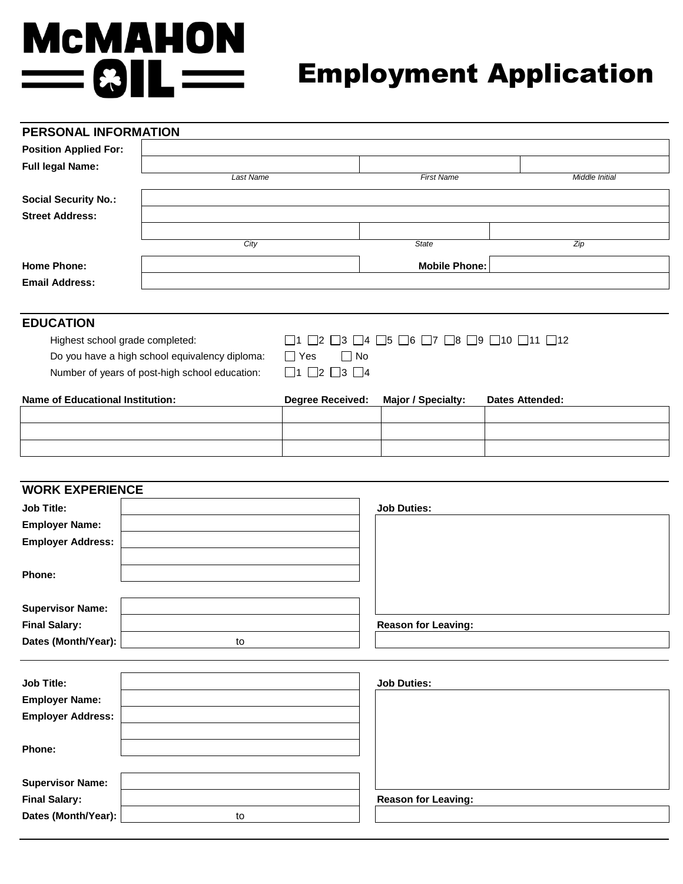# McMAHON OIL

# Employment Application

## PERSONAL INFORMATION

**Position Applied For:**

**Full legal Name:**

| Last Name | First Name | Middle Initial |
| --- | --- | --- |
| | | |

**Social Security No.:**

**Street Address:**

| City | State | Zip |
| --- | --- | --- |
| | | |

**Home Phone:** 　　　　**Mobile Phone:**

**Email Address:**

## EDUCATION

Highest school grade completed: ☐1 ☐2 ☐3 ☐4 ☐5 ☐6 ☐7 ☐8 ☐9 ☐10 ☐11 ☐12

Do you have a high school equivalency diploma: ☐ Yes ☐ No

Number of years of post-high school education: ☐1 ☐2 ☐3 ☐4

| Name of Educational Institution: | Degree Received: | Major / Specialty: | Dates Attended: |
| --- | --- | --- | --- |
| | | | |
| | | | |
| | | | |

## WORK EXPERIENCE

**Job Title:**

**Employer Name:**

**Employer Address:**

**Phone:**

**Supervisor Name:**

**Final Salary:**

**Dates (Month/Year):** to

**Job Duties:**

**Reason for Leaving:**

---

**Job Title:**

**Employer Name:**

**Employer Address:**

**Phone:**

**Supervisor Name:**

**Final Salary:**

**Dates (Month/Year):** to

**Job Duties:**

**Reason for Leaving:**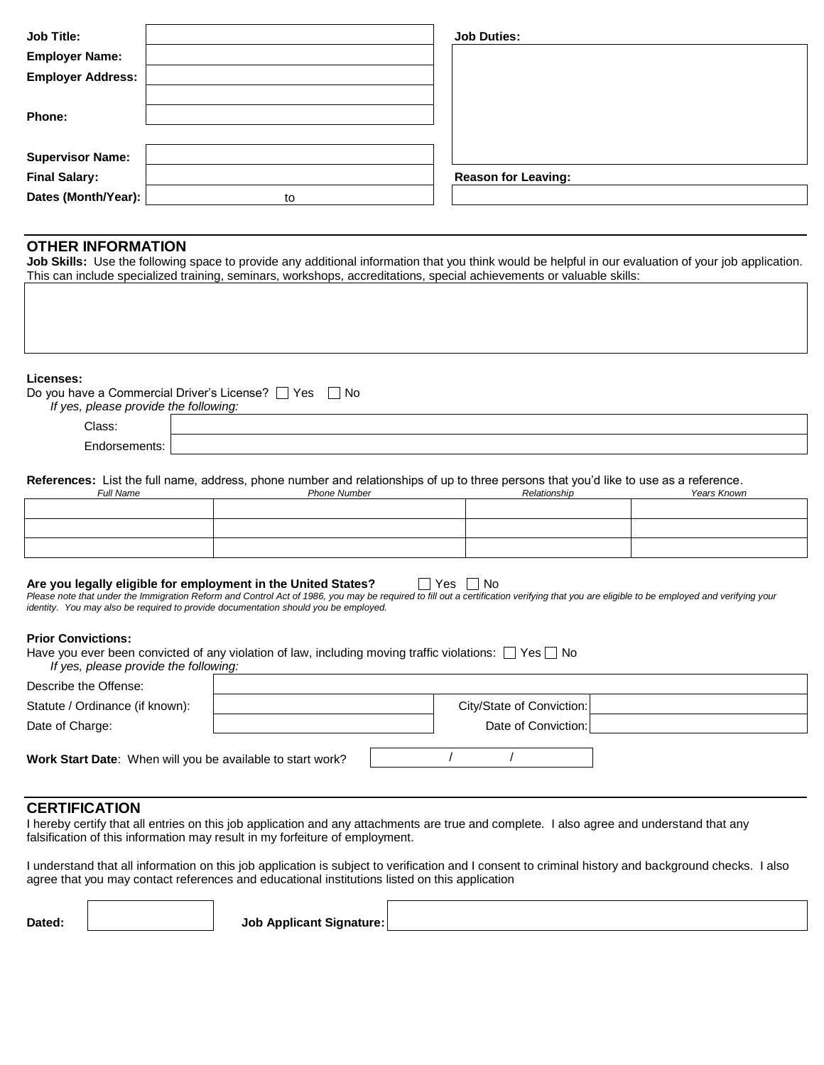| | |
|---|---|
| **Job Title:** | |
| **Employer Name:** | |
| **Employer Address:** | |
| | |
| **Phone:** | |
| **Supervisor Name:** | |
| **Final Salary:** | |
| **Dates (Month/Year):** | to |

**Job Duties:**

**Reason for Leaving:**

## OTHER INFORMATION

**Job Skills:** Use the following space to provide any additional information that you think would be helpful in our evaluation of your job application. This can include specialized training, seminars, workshops, accreditations, special achievements or valuable skills:

**Licenses:**

Do you have a Commercial Driver's License? ☐ Yes ☐ No

*If yes, please provide the following:*

| | |
|---|---|
| Class: | |
| Endorsements: | |

**References:** List the full name, address, phone number and relationships of up to three persons that you'd like to use as a reference.

| *Full Name* | *Phone Number* | *Relationship* | *Years Known* |
|---|---|---|---|
| | | | |
| | | | |
| | | | |

**Are you legally eligible for employment in the United States?** ☐ Yes ☐ No

*Please note that under the Immigration Reform and Control Act of 1986, you may be required to fill out a certification verifying that you are eligible to be employed and verifying your identity. You may also be required to provide documentation should you be employed.*

**Prior Convictions:**

Have you ever been convicted of any violation of law, including moving traffic violations: ☐ Yes ☐ No

*If yes, please provide the following:*

| | | | |
|---|---|---|---|
| Describe the Offense: | | | |
| Statute / Ordinance (if known): | | City/State of Conviction: | |
| Date of Charge: | | Date of Conviction: | |

**Work Start Date**: When will you be available to start work? / /

## CERTIFICATION

I hereby certify that all entries on this job application and any attachments are true and complete. I also agree and understand that any falsification of this information may result in my forfeiture of employment.

I understand that all information on this job application is subject to verification and I consent to criminal history and background checks. I also agree that you may contact references and educational institutions listed on this application

**Dated:** **Job Applicant Signature:**